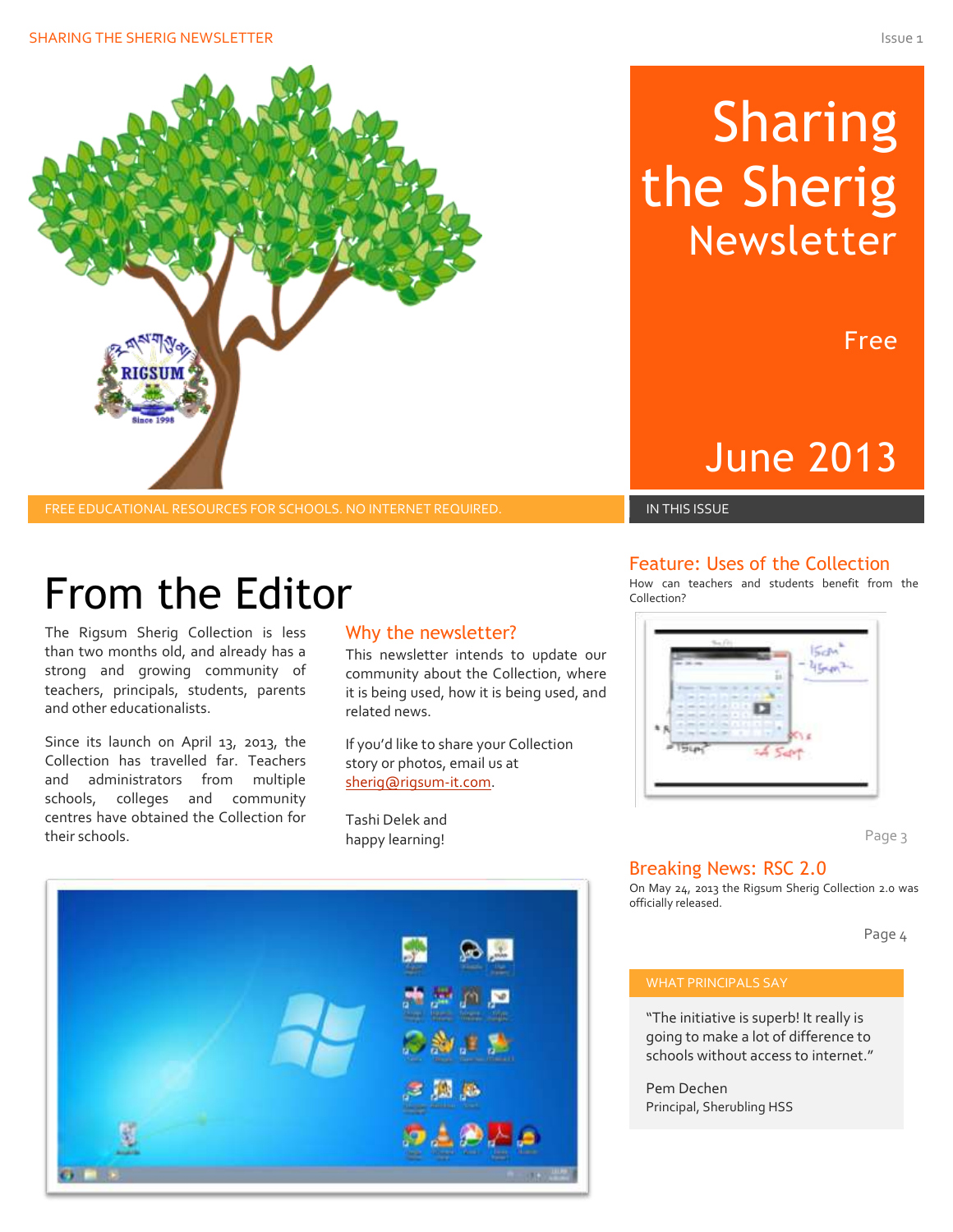# Sharing the Sherig Newsletter

Free

June 2013

FREE EDUCATIONAL RESOURCES FOR SCHOOLS. NO INTERNET REQUIRED.

## From the Editor

The Rigsum Sherig Collection is less than two months old, and already has a strong and growing community of teachers, principals, students, parents and other educationalists.

Since its launch on April 13, 2013, the Collection has travelled far. Teachers and administrators from multiple schools, colleges and community centres have obtained the Collection for their schools.

### Why the newsletter?

This newsletter intends to update our community about the Collection, where it is being used, how it is being used, and related news.

If you'd like to share your Collection story or photos, email us at sherig@rigsum-it.com.

Tashi Delek and happy learning!

## IN THIS ISSUE

### Feature: Uses of the Collection

How can teachers and students benefit from the Collection?

Page 3

### Breaking News: RSC 2.0

On May 24, 2013 the Rigsum Sherig Collection 2.0 was officially released.

Page 4

### WHAT PRINCIPALS SAY

"The initiative is superb! It really is going to make a lot of difference to schools without access to internet."

Pem Dechen
Principal, Sherubling HSS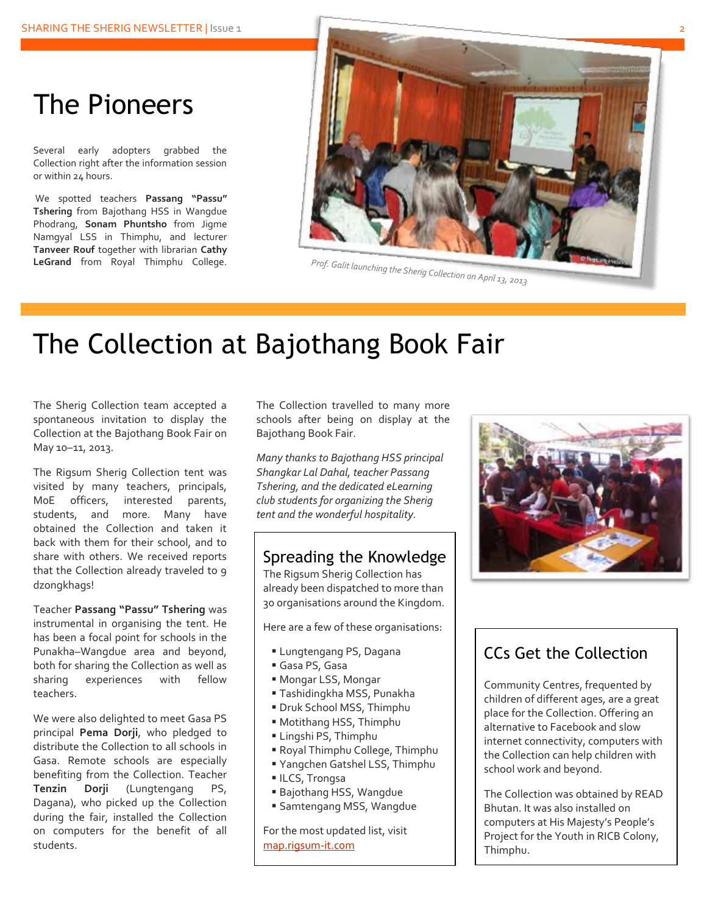# The Pioneers

Several early adopters grabbed the Collection right after the information session or within 24 hours.

We spotted teachers **Passang "Passu" Tshering** from Bajothang HSS in Wangdue Phodrang, **Sonam Phuntsho** from Jigme Namgyal LSS in Thimphu, and lecturer **Tanveer Rouf** together with librarian **Cathy LeGrand** from Royal Thimphu College.

*Prof. Galit launching the Sherig Collection on April 13, 2013*

# The Collection at Bajothang Book Fair

The Sherig Collection team accepted a spontaneous invitation to display the Collection at the Bajothang Book Fair on May 10–11, 2013.

The Rigsum Sherig Collection tent was visited by many teachers, principals, MoE officers, interested parents, students, and more. Many have obtained the Collection and taken it back with them for their school, and to share with others. We received reports that the Collection already traveled to 9 dzongkhags!

Teacher **Passang "Passu" Tshering** was instrumental in organising the tent. He has been a focal point for schools in the Punakha–Wangdue area and beyond, both for sharing the Collection as well as sharing experiences with fellow teachers.

We were also delighted to meet Gasa PS principal **Pema Dorji**, who pledged to distribute the Collection to all schools in Gasa. Remote schools are especially benefiting from the Collection. Teacher **Tenzin Dorji** (Lungtengang PS, Dagana), who picked up the Collection during the fair, installed the Collection on computers for the benefit of all students.

The Collection travelled to many more schools after being on display at the Bajothang Book Fair.

*Many thanks to Bajothang HSS principal Shangkar Lal Dahal, teacher Passang Tshering, and the dedicated eLearning club students for organizing the Sherig tent and the wonderful hospitality.*

## Spreading the Knowledge

The Rigsum Sherig Collection has already been dispatched to more than 30 organisations around the Kingdom.

Here are a few of these organisations:

- Lungtengang PS, Dagana
- Gasa PS, Gasa
- Mongar LSS, Mongar
- Tashidingkha MSS, Punakha
- Druk School MSS, Thimphu
- Motithang HSS, Thimphu
- Lingshi PS, Thimphu
- Royal Thimphu College, Thimphu
- Yangchen Gatshel LSS, Thimphu
- ILCS, Trongsa
- Bajothang HSS, Wangdue
- Samtengang MSS, Wangdue

For the most updated list, visit [map.rigsum-it.com](map.rigsum-it.com)

## CCs Get the Collection

Community Centres, frequented by children of different ages, are a great place for the Collection. Offering an alternative to Facebook and slow internet connectivity, computers with the Collection can help children with school work and beyond.

The Collection was obtained by READ Bhutan. It was also installed on computers at His Majesty's People's Project for the Youth in RICB Colony, Thimphu.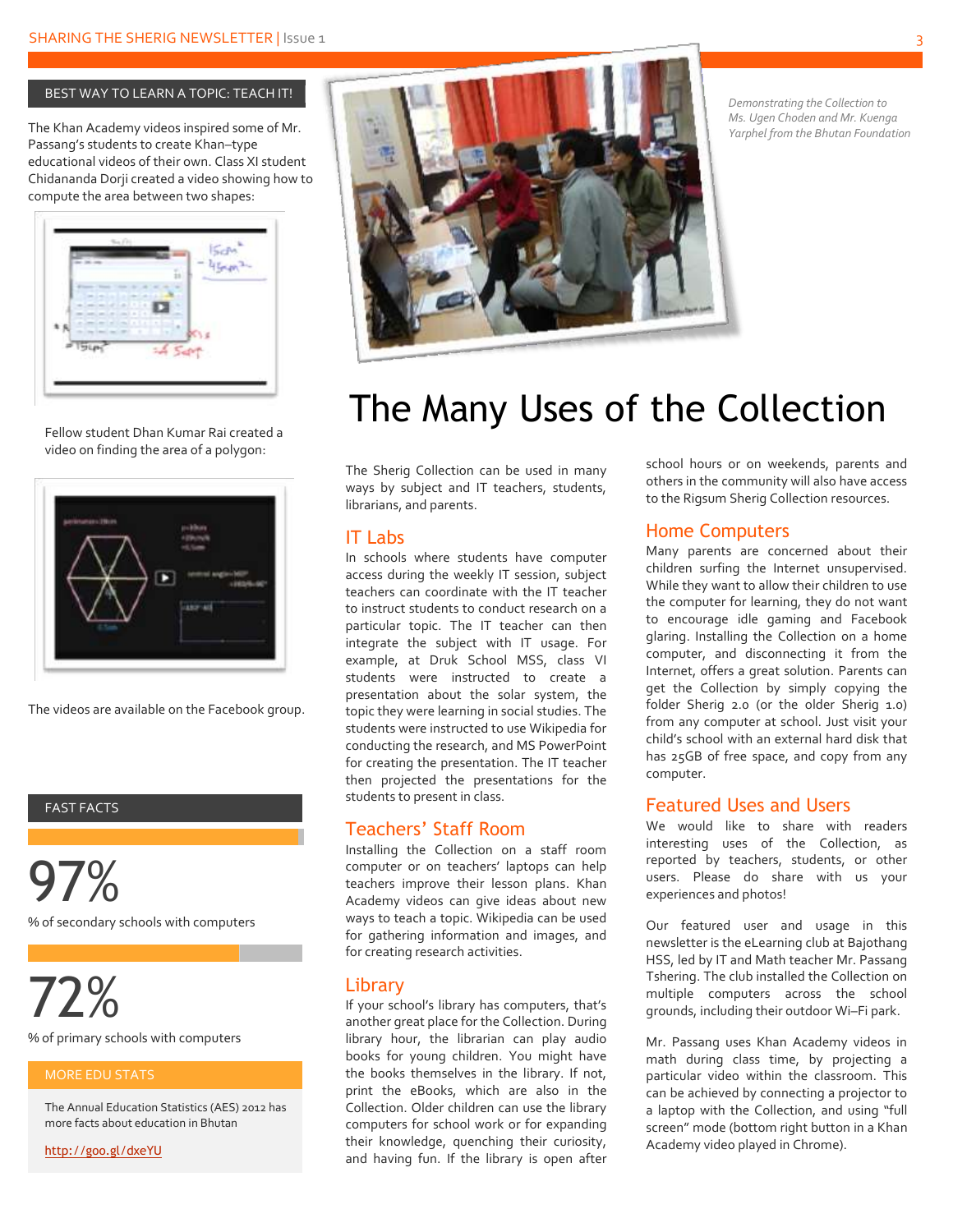## BEST WAY TO LEARN A TOPIC: TEACH IT!

The Khan Academy videos inspired some of Mr. Passang's students to create Khan–type educational videos of their own. Class XI student Chidananda Dorji created a video showing how to compute the area between two shapes:

Fellow student Dhan Kumar Rai created a video on finding the area of a polygon:

The videos are available on the Facebook group.

## FAST FACTS

**97%**

% of secondary schools with computers

**72%**

% of primary schools with computers

### MORE EDU STATS

The Annual Education Statistics (AES) 2012 has more facts about education in Bhutan

http://goo.gl/dxeYU

*Demonstrating the Collection to Ms. Ugen Choden and Mr. Kuenga Yarphel from the Bhutan Foundation*

# The Many Uses of the Collection

The Sherig Collection can be used in many ways by subject and IT teachers, students, librarians, and parents.

## IT Labs

In schools where students have computer access during the weekly IT session, subject teachers can coordinate with the IT teacher to instruct students to conduct research on a particular topic. The IT teacher can then integrate the subject with IT usage. For example, at Druk School MSS, class VI students were instructed to create a presentation about the solar system, the topic they were learning in social studies. The students were instructed to use Wikipedia for conducting the research, and MS PowerPoint for creating the presentation. The IT teacher then projected the presentations for the students to present in class.

## Teachers' Staff Room

Installing the Collection on a staff room computer or on teachers' laptops can help teachers improve their lesson plans. Khan Academy videos can give ideas about new ways to teach a topic. Wikipedia can be used for gathering information and images, and for creating research activities.

## Library

If your school's library has computers, that's another great place for the Collection. During library hour, the librarian can play audio books for young children. You might have the books themselves in the library. If not, print the eBooks, which are also in the Collection. Older children can use the library computers for school work or for expanding their knowledge, quenching their curiosity, and having fun. If the library is open after school hours or on weekends, parents and others in the community will also have access to the Rigsum Sherig Collection resources.

## Home Computers

Many parents are concerned about their children surfing the Internet unsupervised. While they want to allow their children to use the computer for learning, they do not want to encourage idle gaming and Facebook glaring. Installing the Collection on a home computer, and disconnecting it from the Internet, offers a great solution. Parents can get the Collection by simply copying the folder Sherig 2.0 (or the older Sherig 1.0) from any computer at school. Just visit your child's school with an external hard disk that has 25GB of free space, and copy from any computer.

## Featured Uses and Users

We would like to share with readers interesting uses of the Collection, as reported by teachers, students, or other users. Please do share with us your experiences and photos!

Our featured user and usage in this newsletter is the eLearning club at Bajothang HSS, led by IT and Math teacher Mr. Passang Tshering. The club installed the Collection on multiple computers across the school grounds, including their outdoor Wi–Fi park.

Mr. Passang uses Khan Academy videos in math during class time, by projecting a particular video within the classroom. This can be achieved by connecting a projector to a laptop with the Collection, and using "full screen" mode (bottom right button in a Khan Academy video played in Chrome).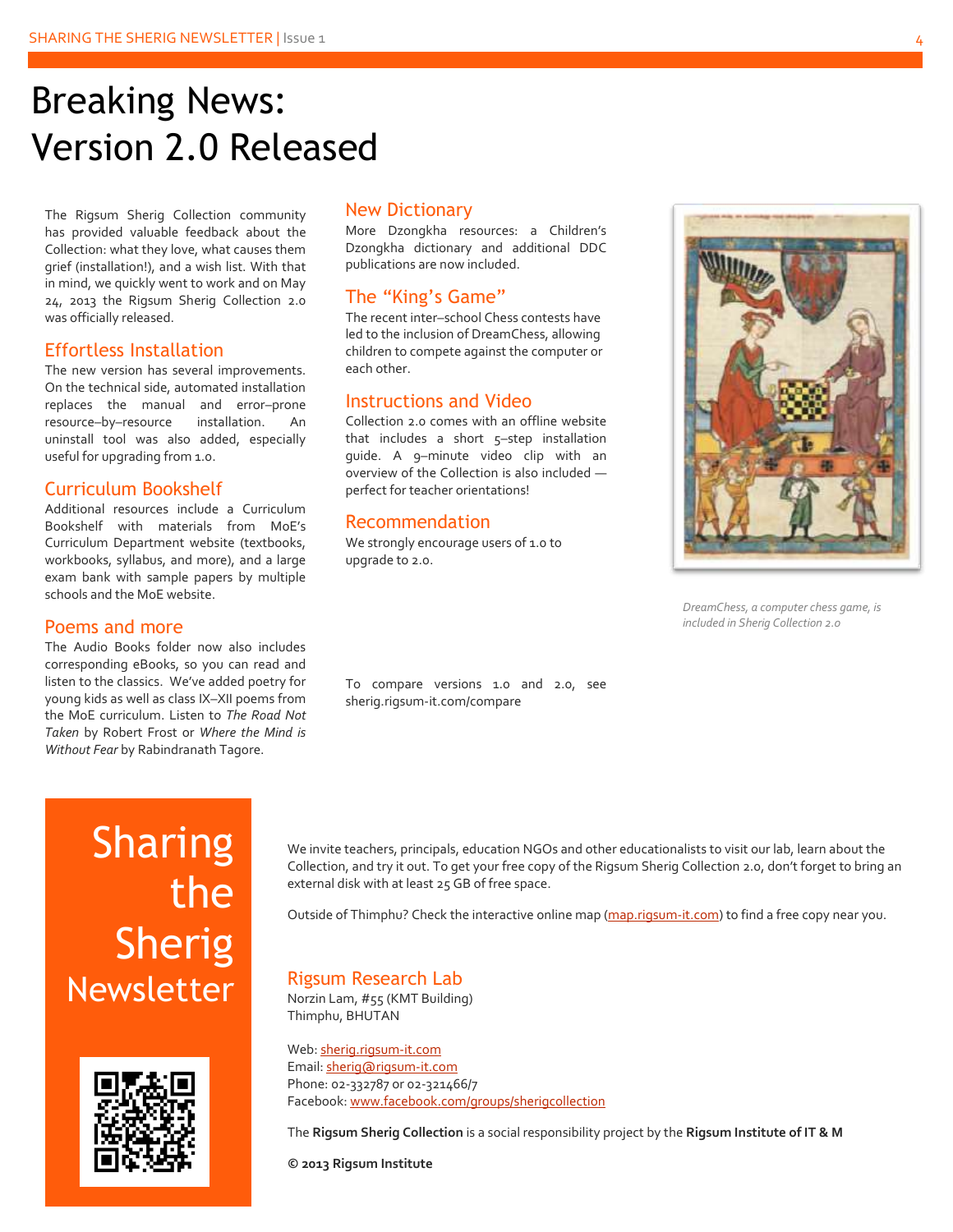# Breaking News: Version 2.0 Released

The Rigsum Sherig Collection community has provided valuable feedback about the Collection: what they love, what causes them grief (installation!), and a wish list. With that in mind, we quickly went to work and on May 24, 2013 the Rigsum Sherig Collection 2.0 was officially released.

## Effortless Installation

The new version has several improvements. On the technical side, automated installation replaces the manual and error–prone resource–by–resource installation. An uninstall tool was also added, especially useful for upgrading from 1.0.

## Curriculum Bookshelf

Additional resources include a Curriculum Bookshelf with materials from MoE's Curriculum Department website (textbooks, workbooks, syllabus, and more), and a large exam bank with sample papers by multiple schools and the MoE website.

## Poems and more

The Audio Books folder now also includes corresponding eBooks, so you can read and listen to the classics. We've added poetry for young kids as well as class IX–XII poems from the MoE curriculum. Listen to *The Road Not Taken* by Robert Frost or *Where the Mind is Without Fear* by Rabindranath Tagore.

## New Dictionary

More Dzongkha resources: a Children's Dzongkha dictionary and additional DDC publications are now included.

## The "King's Game"

The recent inter–school Chess contests have led to the inclusion of DreamChess, allowing children to compete against the computer or each other.

## Instructions and Video

Collection 2.0 comes with an offline website that includes a short 5–step installation guide. A 9–minute video clip with an overview of the Collection is also included — perfect for teacher orientations!

## Recommendation

We strongly encourage users of 1.0 to upgrade to 2.0.

To compare versions 1.0 and 2.0, see sherig.rigsum-it.com/compare

*DreamChess, a computer chess game, is included in Sherig Collection 2.0*

# Sharing the Sherig Newsletter

We invite teachers, principals, education NGOs and other educationalists to visit our lab, learn about the Collection, and try it out. To get your free copy of the Rigsum Sherig Collection 2.0, don't forget to bring an external disk with at least 25 GB of free space.

Outside of Thimphu? Check the interactive online map (map.rigsum-it.com) to find a free copy near you.

## Rigsum Research Lab

Norzin Lam, #55 (KMT Building)
Thimphu, BHUTAN

Web: sherig.rigsum-it.com
Email: sherig@rigsum-it.com
Phone: 02-332787 or 02-321466/7
Facebook: www.facebook.com/groups/sherigcollection

The **Rigsum Sherig Collection** is a social responsibility project by the **Rigsum Institute of IT & M**

**© 2013 Rigsum Institute**